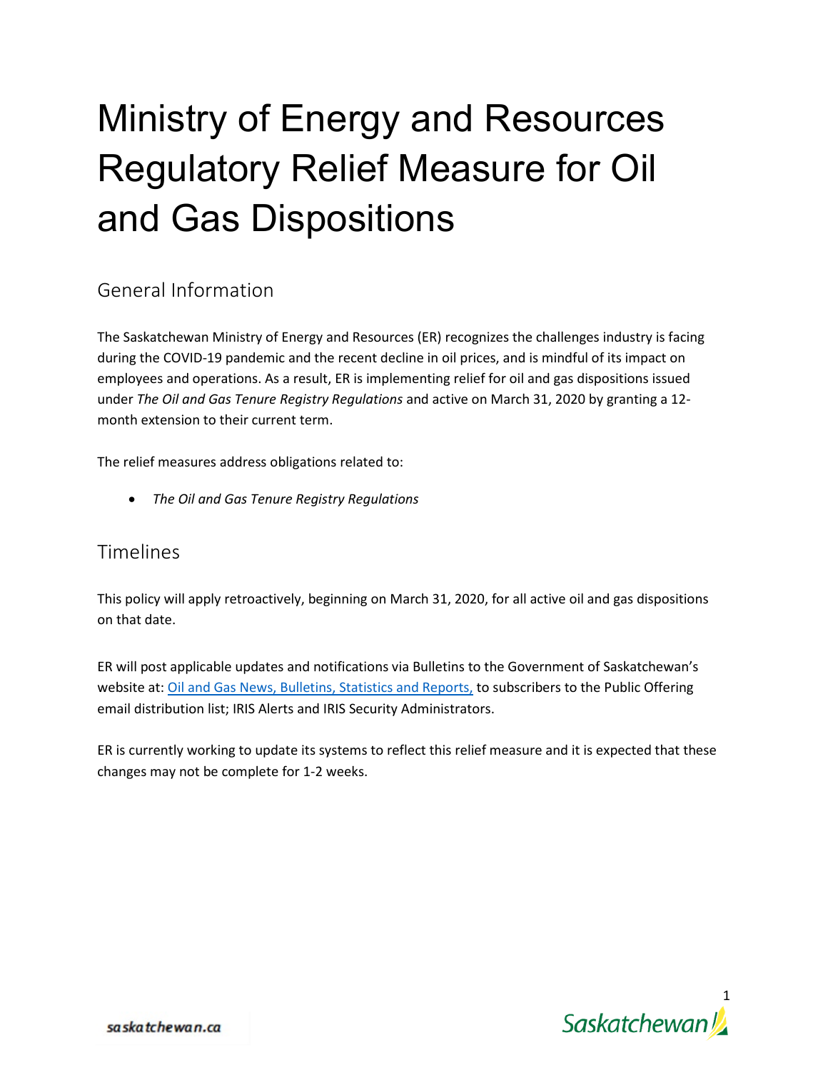# Ministry of Energy and Resources Regulatory Relief Measure for Oil and Gas Dispositions

## General Information

The Saskatchewan Ministry of Energy and Resources (ER) recognizes the challenges industry is facing during the COVID-19 pandemic and the recent decline in oil prices, and is mindful of its impact on employees and operations. As a result, ER is implementing relief for oil and gas dispositions issued under *The Oil and Gas Tenure Registry Regulations* and active on March 31, 2020 by granting a 12-month extension to their current term.

The relief measures address obligations related to:

- *The Oil and Gas Tenure Registry Regulations*

## Timelines

This policy will apply retroactively, beginning on March 31, 2020, for all active oil and gas dispositions on that date.

ER will post applicable updates and notifications via Bulletins to the Government of Saskatchewan's website at: Oil and Gas News, Bulletins, Statistics and Reports, to subscribers to the Public Offering email distribution list; IRIS Alerts and IRIS Security Administrators.

ER is currently working to update its systems to reflect this relief measure and it is expected that these changes may not be complete for 1-2 weeks.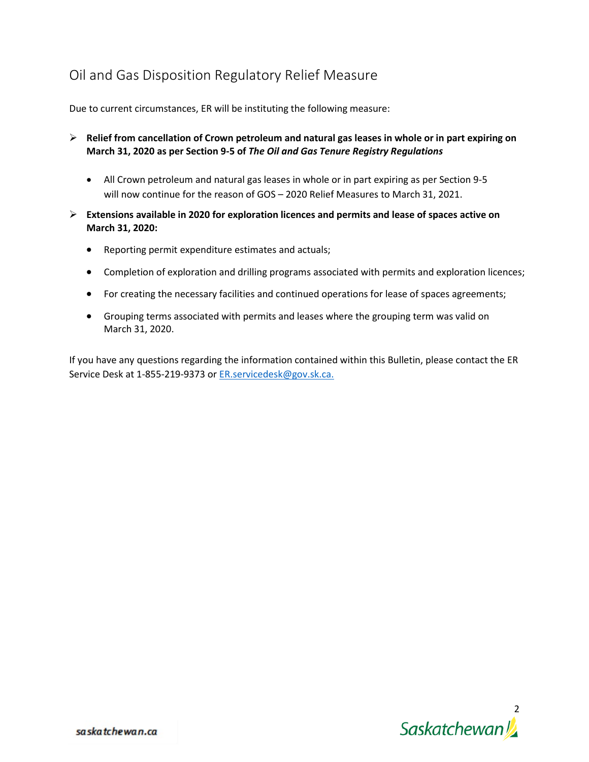## Oil and Gas Disposition Regulatory Relief Measure

Due to current circumstances, ER will be instituting the following measure:

- **Relief from cancellation of Crown petroleum and natural gas leases in whole or in part expiring on March 31, 2020 as per Section 9-5 of *The Oil and Gas Tenure Registry Regulations***
  - All Crown petroleum and natural gas leases in whole or in part expiring as per Section 9-5 will now continue for the reason of GOS – 2020 Relief Measures to March 31, 2021.
- **Extensions available in 2020 for exploration licences and permits and lease of spaces active on March 31, 2020:**
  - Reporting permit expenditure estimates and actuals;
  - Completion of exploration and drilling programs associated with permits and exploration licences;
  - For creating the necessary facilities and continued operations for lease of spaces agreements;
  - Grouping terms associated with permits and leases where the grouping term was valid on March 31, 2020.

If you have any questions regarding the information contained within this Bulletin, please contact the ER Service Desk at 1-855-219-9373 or ER.servicedesk@gov.sk.ca.